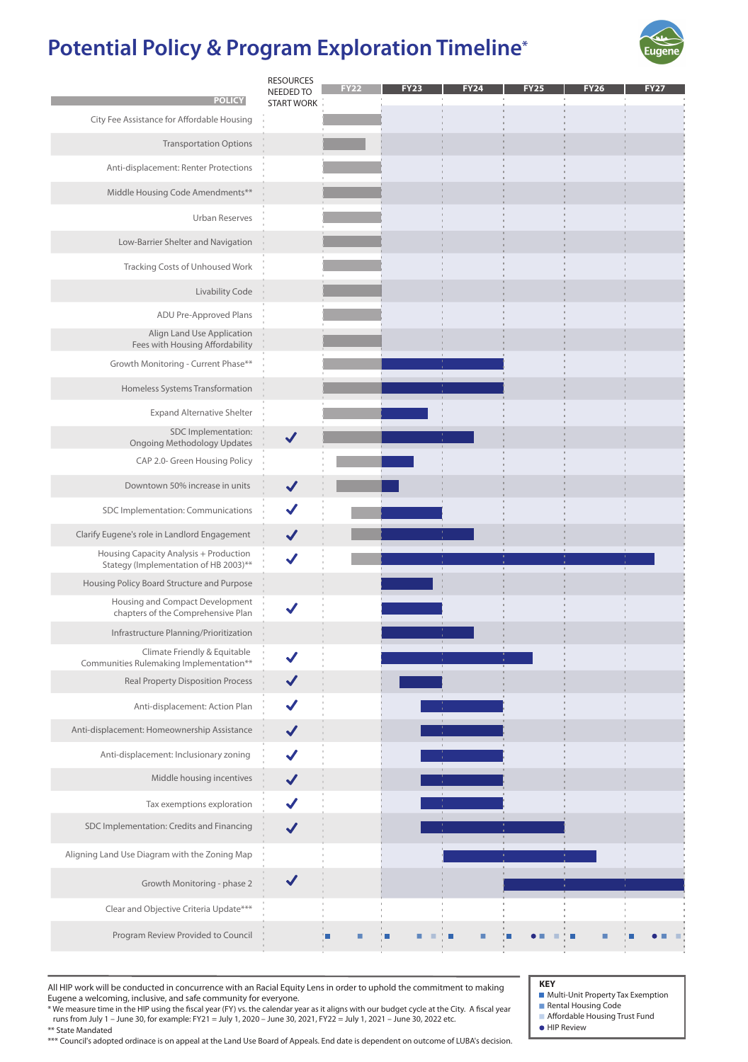# Potential Policy & Program Exploration Timeline*

| POLICY | RESOURCES NEEDED TO START WORK | FY22 | FY23 | FY24 | FY25 | FY26 | FY27 |
|---|---|---|---|---|---|---|---|
| City Fee Assistance for Affordable Housing | | | | | | | |
| Transportation Options | | | | | | | |
| Anti-displacement: Renter Protections | | | | | | | |
| Middle Housing Code Amendments** | | | | | | | |
| Urban Reserves | | | | | | | |
| Low-Barrier Shelter and Navigation | | | | | | | |
| Tracking Costs of Unhoused Work | | | | | | | |
| Livability Code | | | | | | | |
| ADU Pre-Approved Plans | | | | | | | |
| Align Land Use Application Fees with Housing Affordability | | | | | | | |
| Growth Monitoring - Current Phase** | | | | | | | |
| Homeless Systems Transformation | | | | | | | |
| Expand Alternative Shelter | | | | | | | |
| SDC Implementation: Ongoing Methodology Updates | ✓ | | | | | | |
| CAP 2.0- Green Housing Policy | | | | | | | |
| Downtown 50% increase in units | ✓ | | | | | | |
| SDC Implementation: Communications | ✓ | | | | | | |
| Clarify Eugene's role in Landlord Engagement | ✓ | | | | | | |
| Housing Capacity Analysis + Production Stategy (Implementation of HB 2003)** | ✓ | | | | | | |
| Housing Policy Board Structure and Purpose | | | | | | | |
| Housing and Compact Development chapters of the Comprehensive Plan | ✓ | | | | | | |
| Infrastructure Planning/Prioritization | | | | | | | |
| Climate Friendly & Equitable Communities Rulemaking Implementation** | ✓ | | | | | | |
| Real Property Disposition Process | ✓ | | | | | | |
| Anti-displacement: Action Plan | ✓ | | | | | | |
| Anti-displacement: Homeownership Assistance | ✓ | | | | | | |
| Anti-displacement: Inclusionary zoning | ✓ | | | | | | |
| Middle housing incentives | ✓ | | | | | | |
| Tax exemptions exploration | ✓ | | | | | | |
| SDC Implementation: Credits and Financing | ✓ | | | | | | |
| Aligning Land Use Diagram with the Zoning Map | | | | | | | |
| Growth Monitoring - phase 2 | ✓ | | | | | | |
| Clear and Objective Criteria Update*** | | | | | | | |
| Program Review Provided to Council | | | | | | | |

All HIP work will be conducted in concurrence with an Racial Equity Lens in order to uphold the commitment to making Eugene a welcoming, inclusive, and safe community for everyone.

\* We measure time in the HIP using the fiscal year (FY) vs. the calendar year as it aligns with our budget cycle at the City. A fiscal year runs from July 1 – June 30, for example: FY21 = July 1, 2020 – June 30, 2021, FY22 = July 1, 2021 – June 30, 2022 etc.

\** State Mandated

\*** Council's adopted ordinace is on appeal at the Land Use Board of Appeals. End date is dependent on outcome of LUBA's decision.

**KEY**
- Multi-Unit Property Tax Exemption
- Rental Housing Code
- Affordable Housing Trust Fund
- HIP Review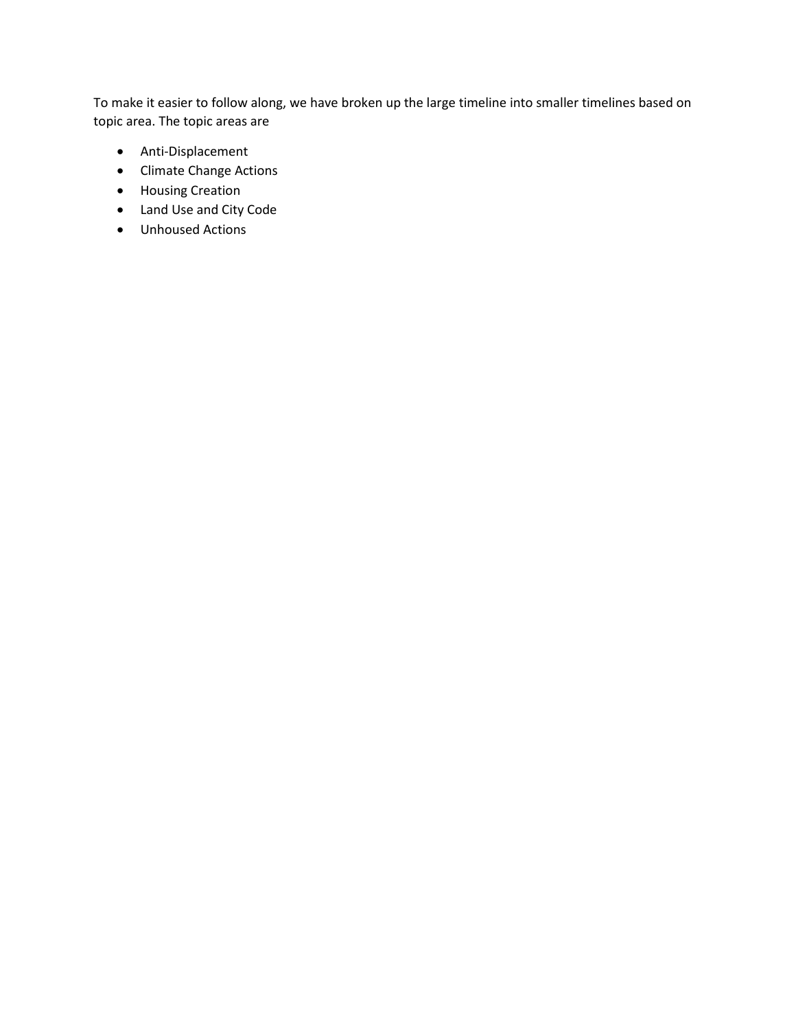To make it easier to follow along, we have broken up the large timeline into smaller timelines based on topic area. The topic areas are

- Anti-Displacement
- Climate Change Actions
- Housing Creation
- Land Use and City Code
- Unhoused Actions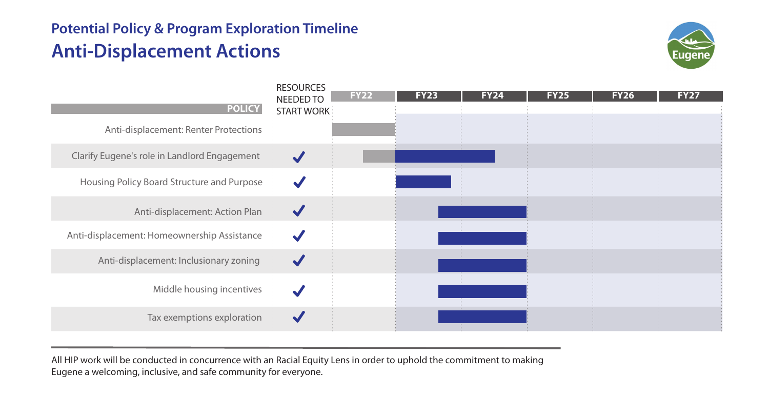## Potential Policy & Program Exploration Timeline

# Anti-Displacement Actions

| POLICY | RESOURCES NEEDED TO START WORK | FY22 | FY23 | FY24 | FY25 | FY26 | FY27 |
|---|---|---|---|---|---|---|---|
| Anti-displacement: Renter Protections | | | | | | | |
| Clarify Eugene's role in Landlord Engagement | ✓ | | | | | | |
| Housing Policy Board Structure and Purpose | ✓ | | | | | | |
| Anti-displacement: Action Plan | ✓ | | | | | | |
| Anti-displacement: Homeownership Assistance | ✓ | | | | | | |
| Anti-displacement: Inclusionary zoning | ✓ | | | | | | |
| Middle housing incentives | ✓ | | | | | | |
| Tax exemptions exploration | ✓ | | | | | | |

All HIP work will be conducted in concurrence with an Racial Equity Lens in order to uphold the commitment to making Eugene a welcoming, inclusive, and safe community for everyone.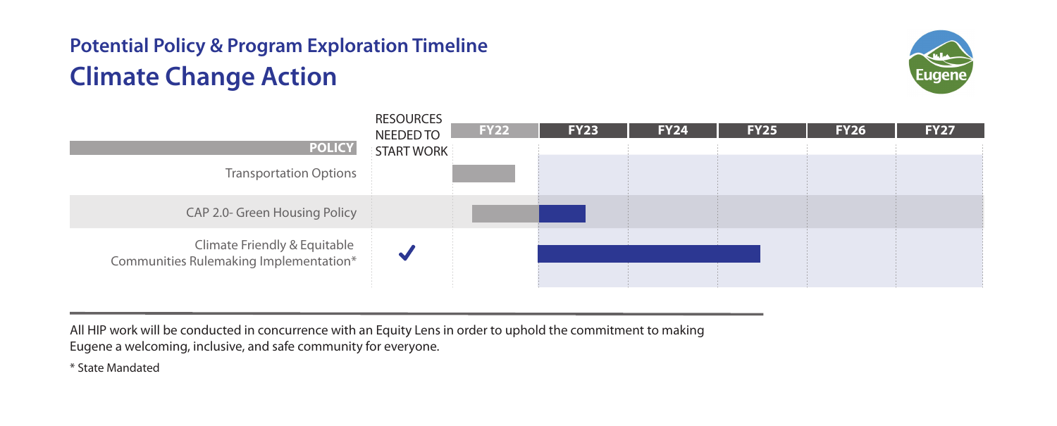## Potential Policy & Program Exploration Timeline

# Climate Change Action

| POLICY | RESOURCES NEEDED TO START WORK | FY22 | FY23 | FY24 | FY25 | FY26 | FY27 |
|---|---|---|---|---|---|---|---|
| Transportation Options | | | | | | | |
| CAP 2.0- Green Housing Policy | | | | | | | |
| Climate Friendly & Equitable Communities Rulemaking Implementation* | ✓ | | | | | | |

All HIP work will be conducted in concurrence with an Equity Lens in order to uphold the commitment to making Eugene a welcoming, inclusive, and safe community for everyone.

* State Mandated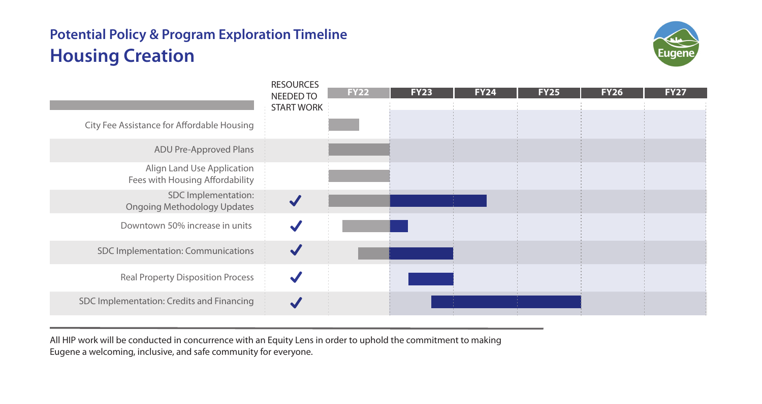## Potential Policy & Program Exploration Timeline

# Housing Creation

| | RESOURCES NEEDED TO START WORK | FY22 | FY23 | FY24 | FY25 | FY26 | FY27 |
|---|---|---|---|---|---|---|---|
| City Fee Assistance for Affordable Housing | | | | | | | |
| ADU Pre-Approved Plans | | | | | | | |
| Align Land Use Application Fees with Housing Affordability | | | | | | | |
| SDC Implementation: Ongoing Methodology Updates | ✓ | | | | | | |
| Downtown 50% increase in units | ✓ | | | | | | |
| SDC Implementation: Communications | ✓ | | | | | | |
| Real Property Disposition Process | ✓ | | | | | | |
| SDC Implementation: Credits and Financing | ✓ | | | | | | |

All HIP work will be conducted in concurrence with an Equity Lens in order to uphold the commitment to making Eugene a welcoming, inclusive, and safe community for everyone.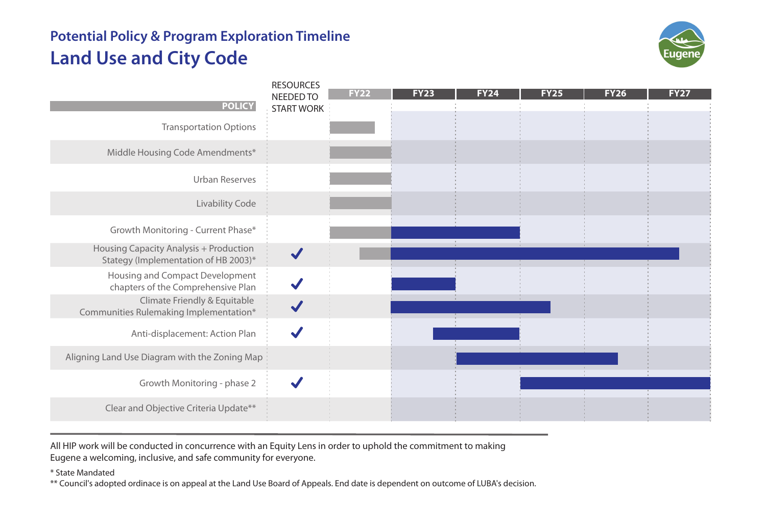## Potential Policy & Program Exploration Timeline

# Land Use and City Code

| POLICY | RESOURCES NEEDED TO START WORK | FY22 | FY23 | FY24 | FY25 | FY26 | FY27 |
|---|---|---|---|---|---|---|---|
| Transportation Options | | | | | | | |
| Middle Housing Code Amendments* | | | | | | | |
| Urban Reserves | | | | | | | |
| Livability Code | | | | | | | |
| Growth Monitoring - Current Phase* | | | | | | | |
| Housing Capacity Analysis + Production Stategy (Implementation of HB 2003)* | ✓ | | | | | | |
| Housing and Compact Development chapters of the Comprehensive Plan | ✓ | | | | | | |
| Climate Friendly & Equitable Communities Rulemaking Implementation* | ✓ | | | | | | |
| Anti-displacement: Action Plan | ✓ | | | | | | |
| Aligning Land Use Diagram with the Zoning Map | | | | | | | |
| Growth Monitoring - phase 2 | ✓ | | | | | | |
| Clear and Objective Criteria Update** | | | | | | | |

All HIP work will be conducted in concurrence with an Equity Lens in order to uphold the commitment to making Eugene a welcoming, inclusive, and safe community for everyone.

\* State Mandated

\*\* Council's adopted ordinace is on appeal at the Land Use Board of Appeals. End date is dependent on outcome of LUBA's decision.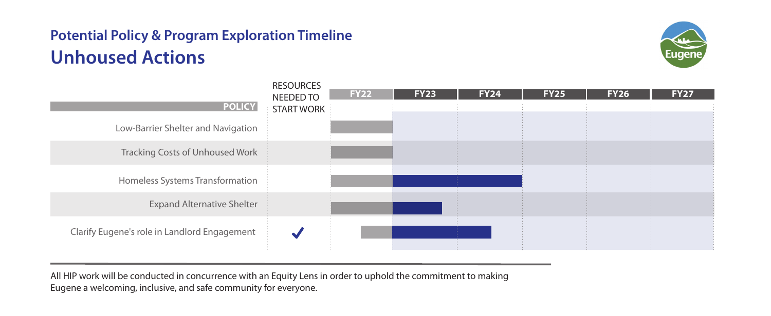## Potential Policy & Program Exploration Timeline

# Unhoused Actions

POLICY

RESOURCES NEEDED TO START WORK

FY22 FY23 FY24 FY25 FY26 FY27

Low-Barrier Shelter and Navigation

Tracking Costs of Unhoused Work

Homeless Systems Transformation

Expand Alternative Shelter

Clarify Eugene's role in Landlord Engagement ✓

All HIP work will be conducted in concurrence with an Equity Lens in order to uphold the commitment to making Eugene a welcoming, inclusive, and safe community for everyone.